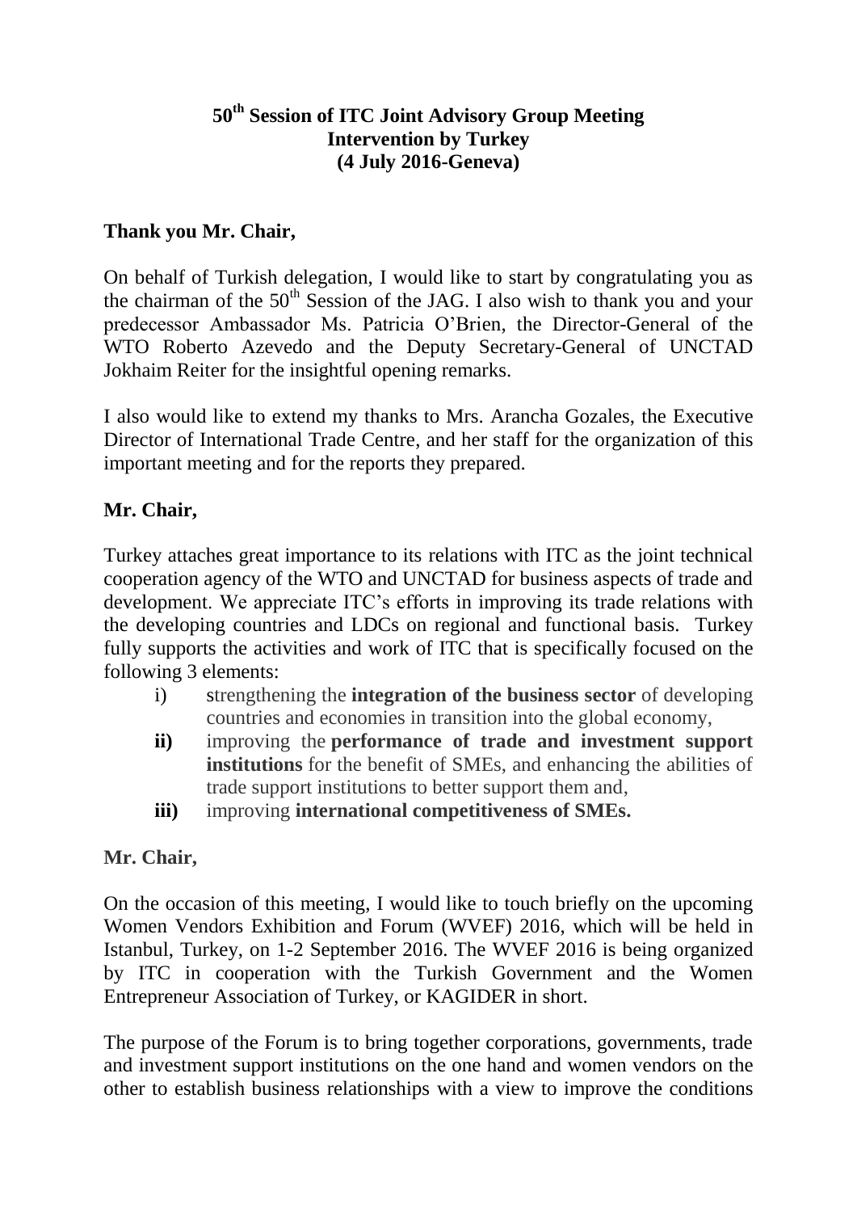# 50th Session of ITC Joint Advisory Group Meeting
## Intervention by Turkey
## (4 July 2016-Geneva)

**Thank you Mr. Chair,**

On behalf of Turkish delegation, I would like to start by congratulating you as the chairman of the 50th Session of the JAG. I also wish to thank you and your predecessor Ambassador Ms. Patricia O'Brien, the Director-General of the WTO Roberto Azevedo and the Deputy Secretary-General of UNCTAD Jokhaim Reiter for the insightful opening remarks.

I also would like to extend my thanks to Mrs. Arancha Gozales, the Executive Director of International Trade Centre, and her staff for the organization of this important meeting and for the reports they prepared.

**Mr. Chair,**

Turkey attaches great importance to its relations with ITC as the joint technical cooperation agency of the WTO and UNCTAD for business aspects of trade and development. We appreciate ITC's efforts in improving its trade relations with the developing countries and LDCs on regional and functional basis. Turkey fully supports the activities and work of ITC that is specifically focused on the following 3 elements:

i) strengthening the **integration of the business sector** of developing countries and economies in transition into the global economy,

**ii)** improving the **performance of trade and investment support institutions** for the benefit of SMEs, and enhancing the abilities of trade support institutions to better support them and,

**iii)** improving **international competitiveness of SMEs.**

**Mr. Chair,**

On the occasion of this meeting, I would like to touch briefly on the upcoming Women Vendors Exhibition and Forum (WVEF) 2016, which will be held in Istanbul, Turkey, on 1-2 September 2016. The WVEF 2016 is being organized by ITC in cooperation with the Turkish Government and the Women Entrepreneur Association of Turkey, or KAGIDER in short.

The purpose of the Forum is to bring together corporations, governments, trade and investment support institutions on the one hand and women vendors on the other to establish business relationships with a view to improve the conditions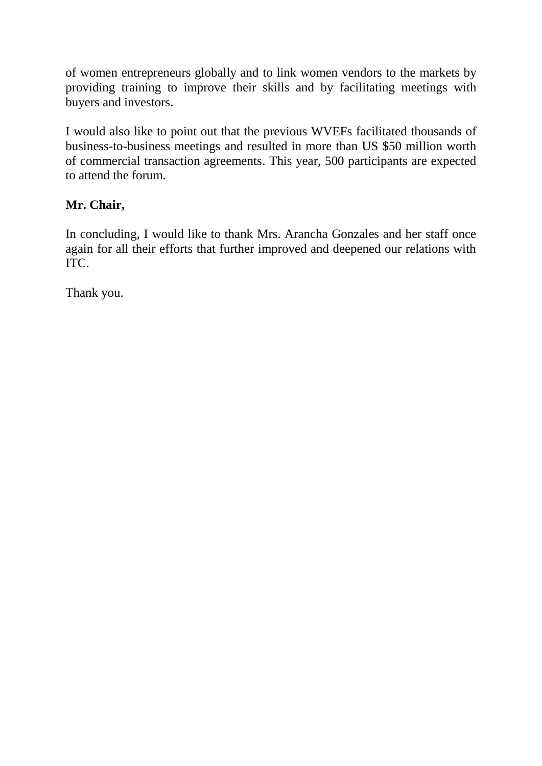of women entrepreneurs globally and to link women vendors to the markets by providing training to improve their skills and by facilitating meetings with buyers and investors.

I would also like to point out that the previous WVEFs facilitated thousands of business-to-business meetings and resulted in more than US $50 million worth of commercial transaction agreements. This year, 500 participants are expected to attend the forum.

**Mr. Chair,**

In concluding, I would like to thank Mrs. Arancha Gonzales and her staff once again for all their efforts that further improved and deepened our relations with ITC.

Thank you.